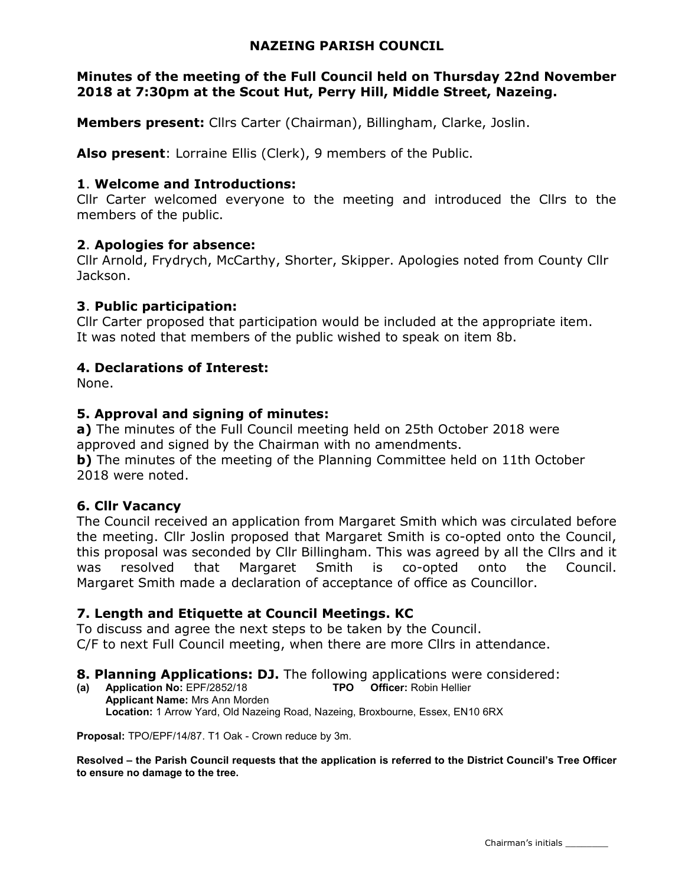# NAZEING PARISH COUNCIL

**Minutes of the meeting of the Full Council held on Thursday 22nd November 2018 at 7:30pm at the Scout Hut, Perry Hill, Middle Street, Nazeing.**

**Members present:** Cllrs Carter (Chairman), Billingham, Clarke, Joslin.

**Also present**: Lorraine Ellis (Clerk), 9 members of the Public.

### 1. Welcome and Introductions:

Cllr Carter welcomed everyone to the meeting and introduced the Cllrs to the members of the public.

### 2. Apologies for absence:

Cllr Arnold, Frydrych, McCarthy, Shorter, Skipper. Apologies noted from County Cllr Jackson.

### 3. Public participation:

Cllr Carter proposed that participation would be included at the appropriate item. It was noted that members of the public wished to speak on item 8b.

### 4. Declarations of Interest:

None.

### 5. Approval and signing of minutes:

**a)** The minutes of the Full Council meeting held on 25th October 2018 were approved and signed by the Chairman with no amendments.

**b)** The minutes of the meeting of the Planning Committee held on 11th October 2018 were noted.

### 6. Cllr Vacancy

The Council received an application from Margaret Smith which was circulated before the meeting. Cllr Joslin proposed that Margaret Smith is co-opted onto the Council, this proposal was seconded by Cllr Billingham. This was agreed by all the Cllrs and it was resolved that Margaret Smith is co-opted onto the Council. Margaret Smith made a declaration of acceptance of office as Councillor.

### 7. Length and Etiquette at Council Meetings. KC

To discuss and agree the next steps to be taken by the Council.
C/F to next Full Council meeting, when there are more Cllrs in attendance.

### 8. Planning Applications: DJ. The following applications were considered:

**(a) Application No:** EPF/2852/18 **TPO Officer:** Robin Hellier
**Applicant Name:** Mrs Ann Morden
**Location:** 1 Arrow Yard, Old Nazeing Road, Nazeing, Broxbourne, Essex, EN10 6RX

**Proposal:** TPO/EPF/14/87. T1 Oak - Crown reduce by 3m.

**Resolved – the Parish Council requests that the application is referred to the District Council's Tree Officer to ensure no damage to the tree.**

Chairman's initials ________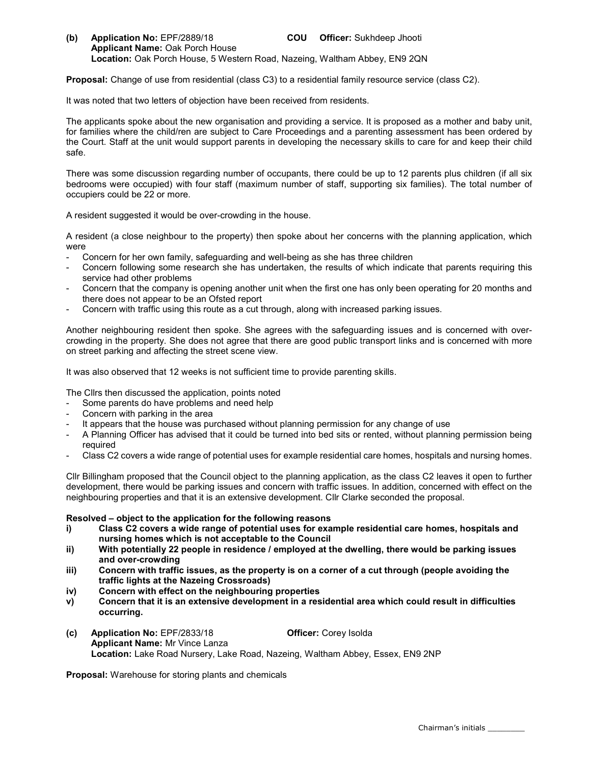**(b) Application No:** EPF/2889/18 **COU Officer:** Sukhdeep Jhooti
**Applicant Name:** Oak Porch House
**Location:** Oak Porch House, 5 Western Road, Nazeing, Waltham Abbey, EN9 2QN

**Proposal:** Change of use from residential (class C3) to a residential family resource service (class C2).

It was noted that two letters of objection have been received from residents.

The applicants spoke about the new organisation and providing a service. It is proposed as a mother and baby unit, for families where the child/ren are subject to Care Proceedings and a parenting assessment has been ordered by the Court. Staff at the unit would support parents in developing the necessary skills to care for and keep their child safe.

There was some discussion regarding number of occupants, there could be up to 12 parents plus children (if all six bedrooms were occupied) with four staff (maximum number of staff, supporting six families). The total number of occupiers could be 22 or more.

A resident suggested it would be over-crowding in the house.

A resident (a close neighbour to the property) then spoke about her concerns with the planning application, which were

- Concern for her own family, safeguarding and well-being as she has three children
- Concern following some research she has undertaken, the results of which indicate that parents requiring this service had other problems
- Concern that the company is opening another unit when the first one has only been operating for 20 months and there does not appear to be an Ofsted report
- Concern with traffic using this route as a cut through, along with increased parking issues.

Another neighbouring resident then spoke. She agrees with the safeguarding issues and is concerned with over-crowding in the property. She does not agree that there are good public transport links and is concerned with more on street parking and affecting the street scene view.

It was also observed that 12 weeks is not sufficient time to provide parenting skills.

The Cllrs then discussed the application, points noted

- Some parents do have problems and need help
- Concern with parking in the area
- It appears that the house was purchased without planning permission for any change of use
- A Planning Officer has advised that it could be turned into bed sits or rented, without planning permission being required
- Class C2 covers a wide range of potential uses for example residential care homes, hospitals and nursing homes.

Cllr Billingham proposed that the Council object to the planning application, as the class C2 leaves it open to further development, there would be parking issues and concern with traffic issues. In addition, concerned with effect on the neighbouring properties and that it is an extensive development. Cllr Clarke seconded the proposal.

**Resolved – object to the application for the following reasons**

**i) Class C2 covers a wide range of potential uses for example residential care homes, hospitals and nursing homes which is not acceptable to the Council**

**ii) With potentially 22 people in residence / employed at the dwelling, there would be parking issues and over-crowding**

**iii) Concern with traffic issues, as the property is on a corner of a cut through (people avoiding the traffic lights at the Nazeing Crossroads)**

**iv) Concern with effect on the neighbouring properties**

**v) Concern that it is an extensive development in a residential area which could result in difficulties occurring.**

**(c) Application No:** EPF/2833/18 **Officer:** Corey Isolda
**Applicant Name:** Mr Vince Lanza
**Location:** Lake Road Nursery, Lake Road, Nazeing, Waltham Abbey, Essex, EN9 2NP

**Proposal:** Warehouse for storing plants and chemicals

Chairman's initials ________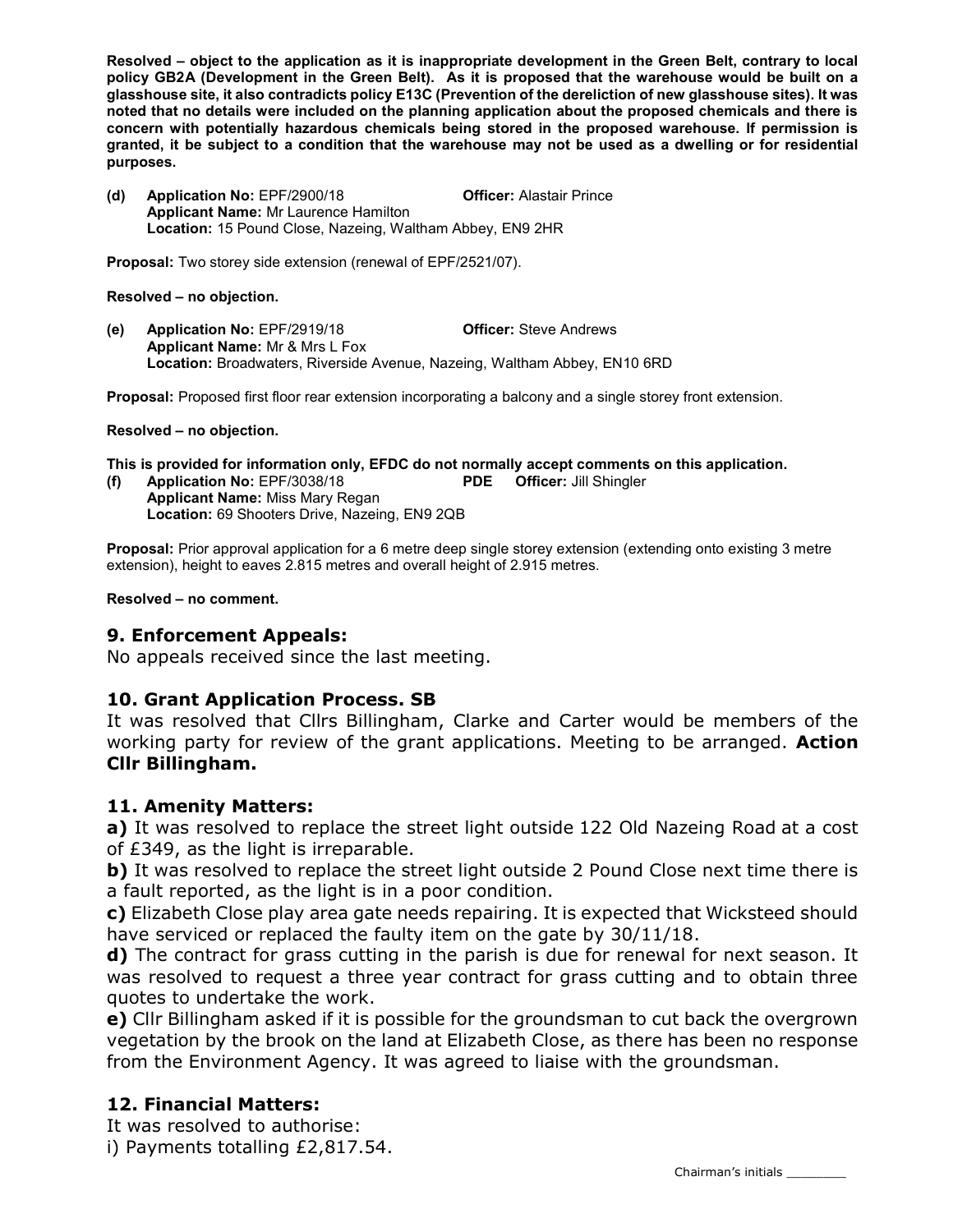**Resolved – object to the application as it is inappropriate development in the Green Belt, contrary to local policy GB2A (Development in the Green Belt). As it is proposed that the warehouse would be built on a glasshouse site, it also contradicts policy E13C (Prevention of the dereliction of new glasshouse sites). It was noted that no details were included on the planning application about the proposed chemicals and there is concern with potentially hazardous chemicals being stored in the proposed warehouse. If permission is granted, it be subject to a condition that the warehouse may not be used as a dwelling or for residential purposes.**

**(d) Application No:** EPF/2900/18 **Officer:** Alastair Prince
**Applicant Name:** Mr Laurence Hamilton
**Location:** 15 Pound Close, Nazeing, Waltham Abbey, EN9 2HR

**Proposal:** Two storey side extension (renewal of EPF/2521/07).

**Resolved – no objection.**

**(e) Application No:** EPF/2919/18 **Officer:** Steve Andrews
**Applicant Name:** Mr & Mrs L Fox
**Location:** Broadwaters, Riverside Avenue, Nazeing, Waltham Abbey, EN10 6RD

**Proposal:** Proposed first floor rear extension incorporating a balcony and a single storey front extension.

**Resolved – no objection.**

**This is provided for information only, EFDC do not normally accept comments on this application.**

**(f) Application No:** EPF/3038/18 **PDE Officer:** Jill Shingler
**Applicant Name:** Miss Mary Regan
**Location:** 69 Shooters Drive, Nazeing, EN9 2QB

**Proposal:** Prior approval application for a 6 metre deep single storey extension (extending onto existing 3 metre extension), height to eaves 2.815 metres and overall height of 2.915 metres.

**Resolved – no comment.**

## 9. Enforcement Appeals:

No appeals received since the last meeting.

## 10. Grant Application Process. SB

It was resolved that Cllrs Billingham, Clarke and Carter would be members of the working party for review of the grant applications. Meeting to be arranged. **Action Cllr Billingham.**

## 11. Amenity Matters:

**a)** It was resolved to replace the street light outside 122 Old Nazeing Road at a cost of £349, as the light is irreparable.

**b)** It was resolved to replace the street light outside 2 Pound Close next time there is a fault reported, as the light is in a poor condition.

**c)** Elizabeth Close play area gate needs repairing. It is expected that Wicksteed should have serviced or replaced the faulty item on the gate by 30/11/18.

**d)** The contract for grass cutting in the parish is due for renewal for next season. It was resolved to request a three year contract for grass cutting and to obtain three quotes to undertake the work.

**e)** Cllr Billingham asked if it is possible for the groundsman to cut back the overgrown vegetation by the brook on the land at Elizabeth Close, as there has been no response from the Environment Agency. It was agreed to liaise with the groundsman.

## 12. Financial Matters:

It was resolved to authorise:

i) Payments totalling £2,817.54.

Chairman's initials ________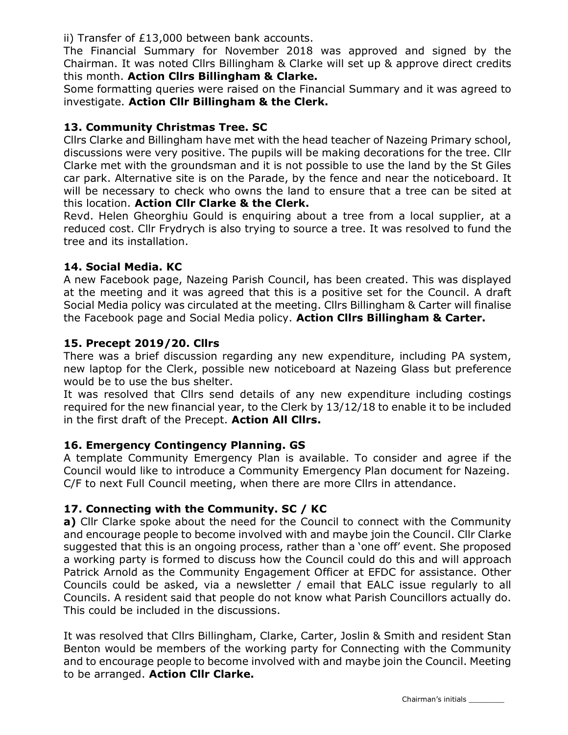ii) Transfer of £13,000 between bank accounts.

The Financial Summary for November 2018 was approved and signed by the Chairman. It was noted Cllrs Billingham & Clarke will set up & approve direct credits this month. **Action Cllrs Billingham & Clarke.**

Some formatting queries were raised on the Financial Summary and it was agreed to investigate. **Action Cllr Billingham & the Clerk.**

### 13. Community Christmas Tree. SC

Cllrs Clarke and Billingham have met with the head teacher of Nazeing Primary school, discussions were very positive. The pupils will be making decorations for the tree. Cllr Clarke met with the groundsman and it is not possible to use the land by the St Giles car park. Alternative site is on the Parade, by the fence and near the noticeboard. It will be necessary to check who owns the land to ensure that a tree can be sited at this location. **Action Cllr Clarke & the Clerk.**

Revd. Helen Gheorghiu Gould is enquiring about a tree from a local supplier, at a reduced cost. Cllr Frydrych is also trying to source a tree. It was resolved to fund the tree and its installation.

### 14. Social Media. KC

A new Facebook page, Nazeing Parish Council, has been created. This was displayed at the meeting and it was agreed that this is a positive set for the Council. A draft Social Media policy was circulated at the meeting. Cllrs Billingham & Carter will finalise the Facebook page and Social Media policy. **Action Cllrs Billingham & Carter.**

### 15. Precept 2019/20. Cllrs

There was a brief discussion regarding any new expenditure, including PA system, new laptop for the Clerk, possible new noticeboard at Nazeing Glass but preference would be to use the bus shelter.

It was resolved that Cllrs send details of any new expenditure including costings required for the new financial year, to the Clerk by 13/12/18 to enable it to be included in the first draft of the Precept. **Action All Cllrs.**

### 16. Emergency Contingency Planning. GS

A template Community Emergency Plan is available. To consider and agree if the Council would like to introduce a Community Emergency Plan document for Nazeing. C/F to next Full Council meeting, when there are more Cllrs in attendance.

### 17. Connecting with the Community. SC / KC

**a)** Cllr Clarke spoke about the need for the Council to connect with the Community and encourage people to become involved with and maybe join the Council. Cllr Clarke suggested that this is an ongoing process, rather than a 'one off' event. She proposed a working party is formed to discuss how the Council could do this and will approach Patrick Arnold as the Community Engagement Officer at EFDC for assistance. Other Councils could be asked, via a newsletter / email that EALC issue regularly to all Councils. A resident said that people do not know what Parish Councillors actually do. This could be included in the discussions.

It was resolved that Cllrs Billingham, Clarke, Carter, Joslin & Smith and resident Stan Benton would be members of the working party for Connecting with the Community and to encourage people to become involved with and maybe join the Council. Meeting to be arranged. **Action Cllr Clarke.**

Chairman's initials ________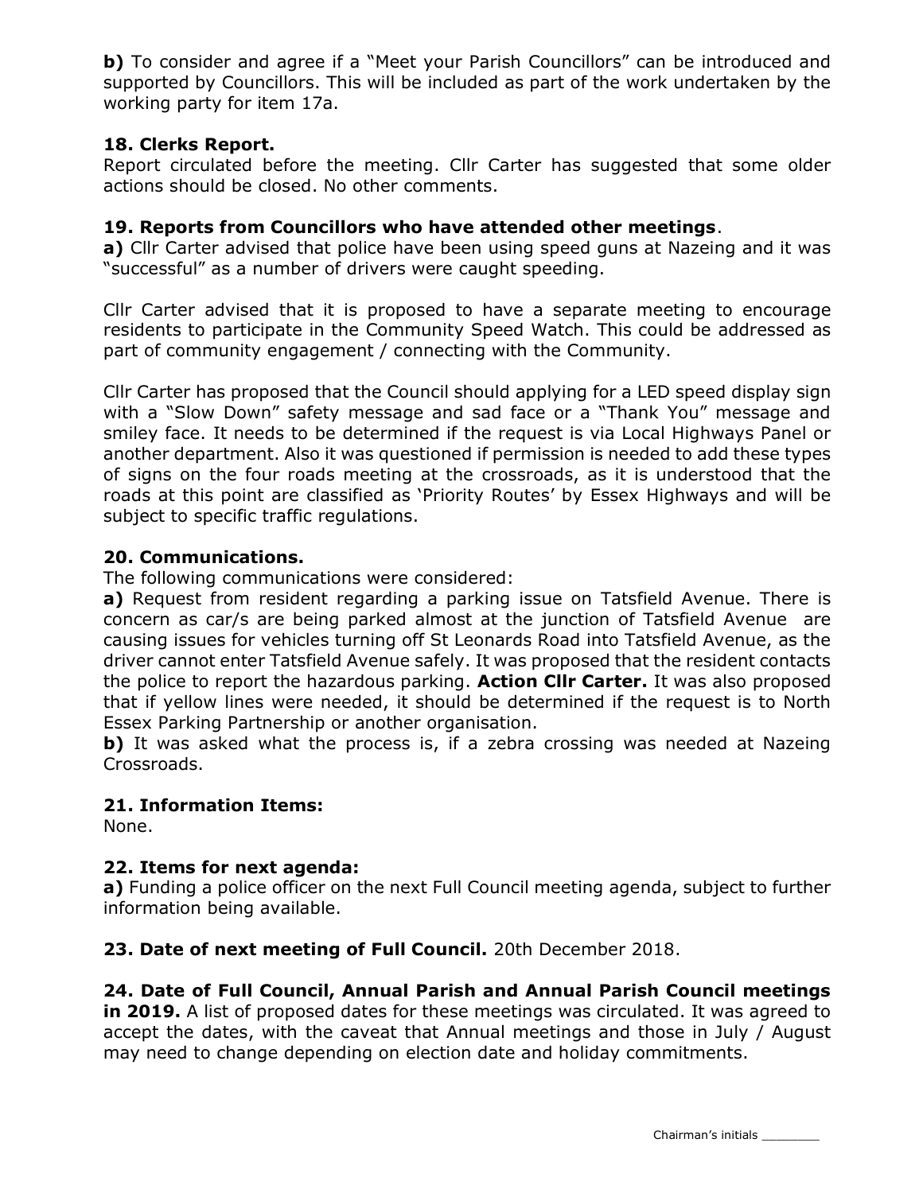**b)** To consider and agree if a "Meet your Parish Councillors" can be introduced and supported by Councillors. This will be included as part of the work undertaken by the working party for item 17a.

**18. Clerks Report.**

Report circulated before the meeting. Cllr Carter has suggested that some older actions should be closed. No other comments.

**19. Reports from Councillors who have attended other meetings**.

**a)** Cllr Carter advised that police have been using speed guns at Nazeing and it was "successful" as a number of drivers were caught speeding.

Cllr Carter advised that it is proposed to have a separate meeting to encourage residents to participate in the Community Speed Watch. This could be addressed as part of community engagement / connecting with the Community.

Cllr Carter has proposed that the Council should applying for a LED speed display sign with a "Slow Down" safety message and sad face or a "Thank You" message and smiley face. It needs to be determined if the request is via Local Highways Panel or another department. Also it was questioned if permission is needed to add these types of signs on the four roads meeting at the crossroads, as it is understood that the roads at this point are classified as 'Priority Routes' by Essex Highways and will be subject to specific traffic regulations.

**20. Communications.**

The following communications were considered:

**a)** Request from resident regarding a parking issue on Tatsfield Avenue. There is concern as car/s are being parked almost at the junction of Tatsfield Avenue are causing issues for vehicles turning off St Leonards Road into Tatsfield Avenue, as the driver cannot enter Tatsfield Avenue safely. It was proposed that the resident contacts the police to report the hazardous parking. **Action Cllr Carter.** It was also proposed that if yellow lines were needed, it should be determined if the request is to North Essex Parking Partnership or another organisation.

**b)** It was asked what the process is, if a zebra crossing was needed at Nazeing Crossroads.

**21. Information Items:**

None.

**22. Items for next agenda:**

**a)** Funding a police officer on the next Full Council meeting agenda, subject to further information being available.

**23. Date of next meeting of Full Council.** 20th December 2018.

**24. Date of Full Council, Annual Parish and Annual Parish Council meetings in 2019.** A list of proposed dates for these meetings was circulated. It was agreed to accept the dates, with the caveat that Annual meetings and those in July / August may need to change depending on election date and holiday commitments.

Chairman's initials ________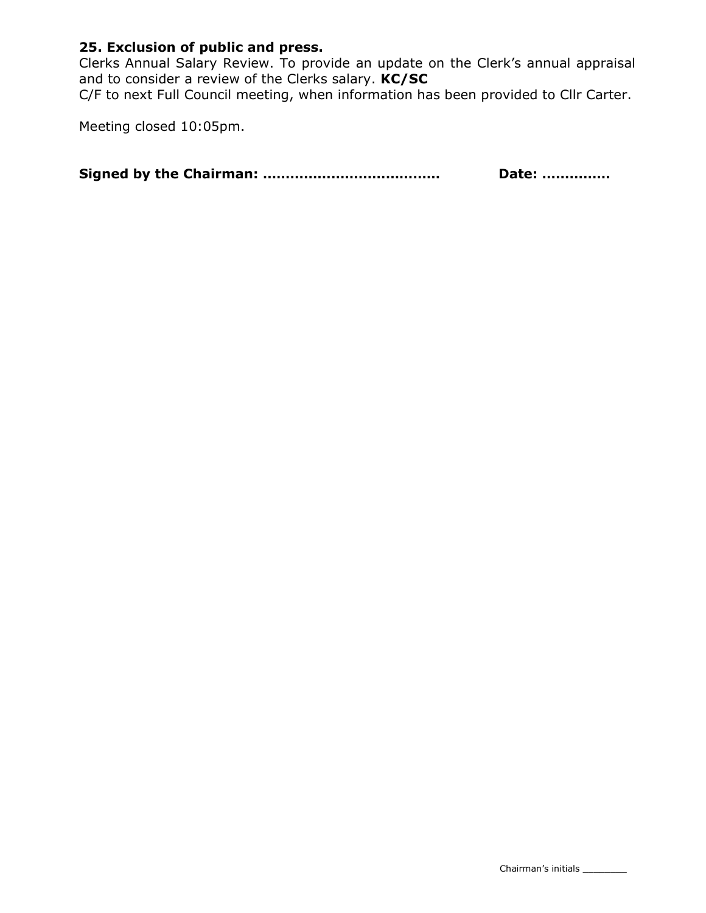**25. Exclusion of public and press.**
Clerks Annual Salary Review. To provide an update on the Clerk's annual appraisal and to consider a review of the Clerks salary. **KC/SC**
C/F to next Full Council meeting, when information has been provided to Cllr Carter.

Meeting closed 10:05pm.

**Signed by the Chairman: ……………………………….. Date: ……………**

Chairman's initials ________